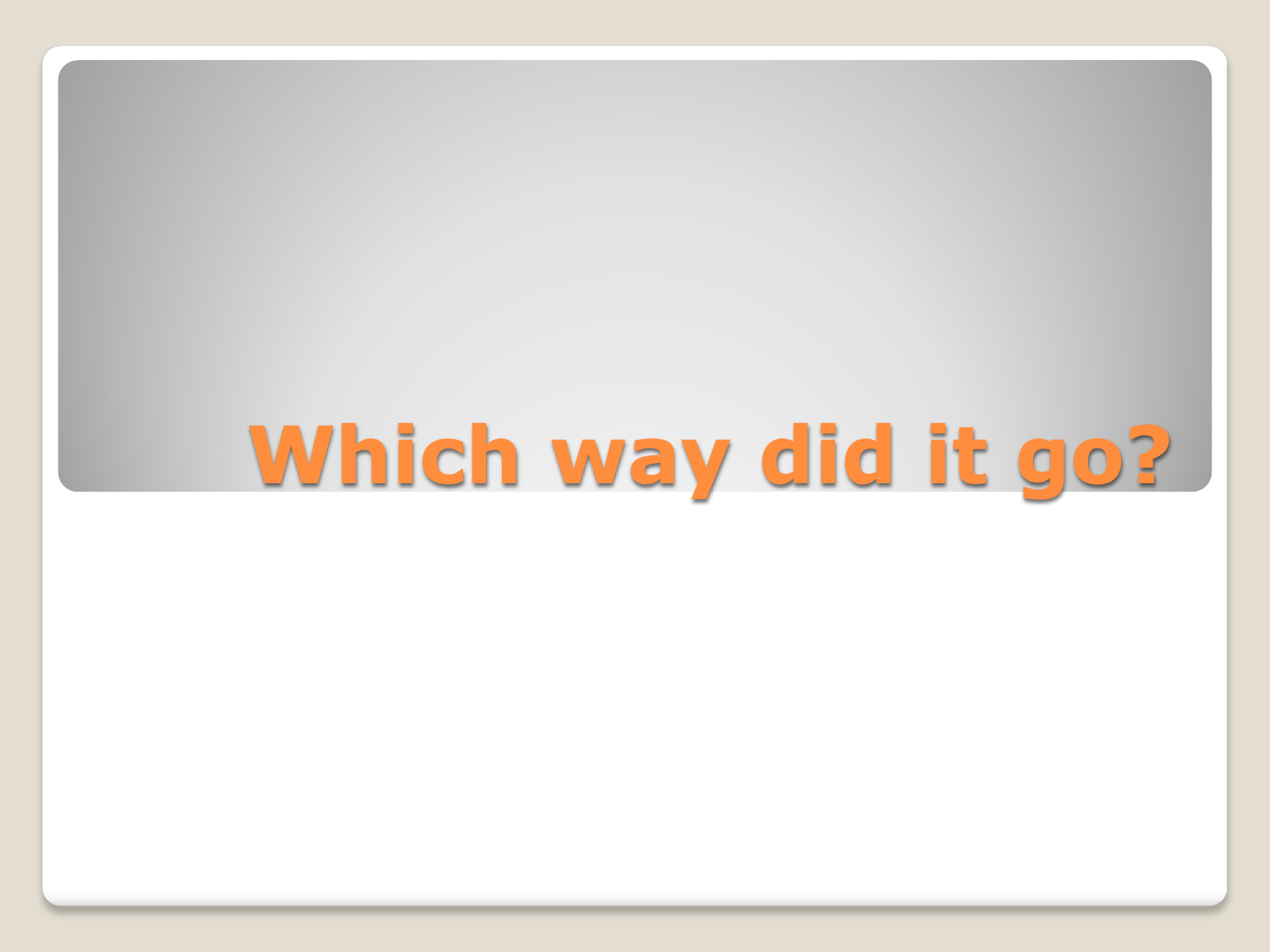# Which way did it go?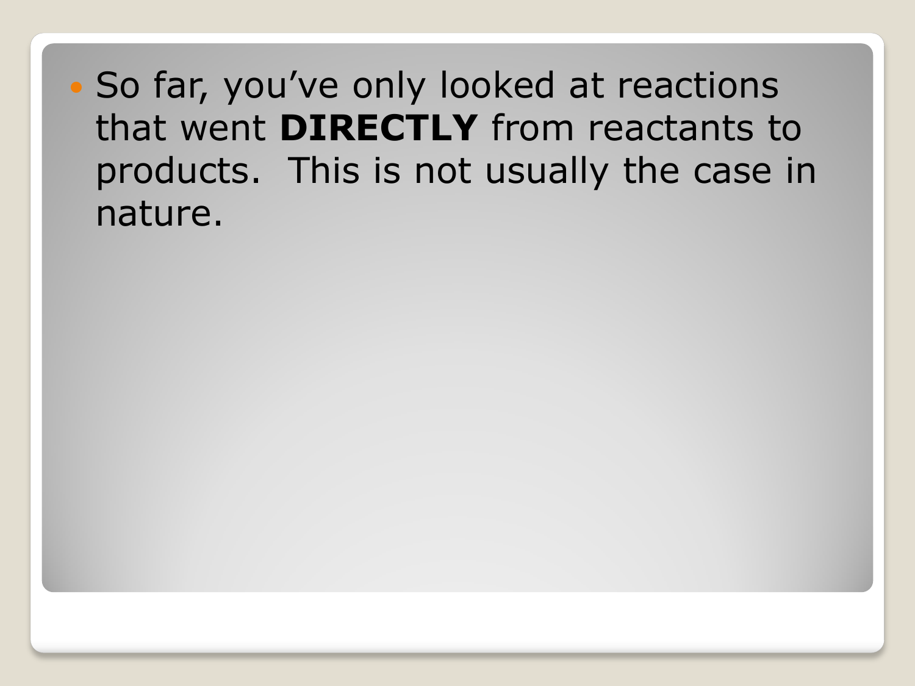- So far, you’ve only looked at reactions that went **DIRECTLY** from reactants to products.  This is not usually the case in nature.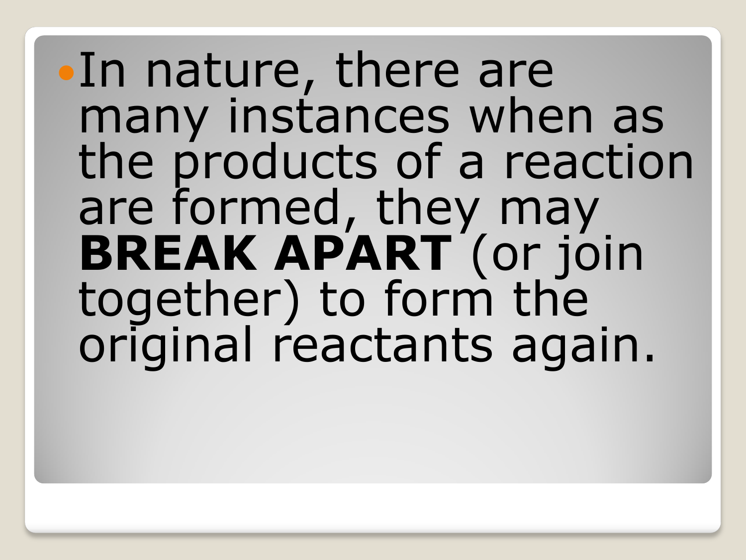- In nature, there are many instances when as the products of a reaction are formed, they may **BREAK APART** (or join together) to form the original reactants again.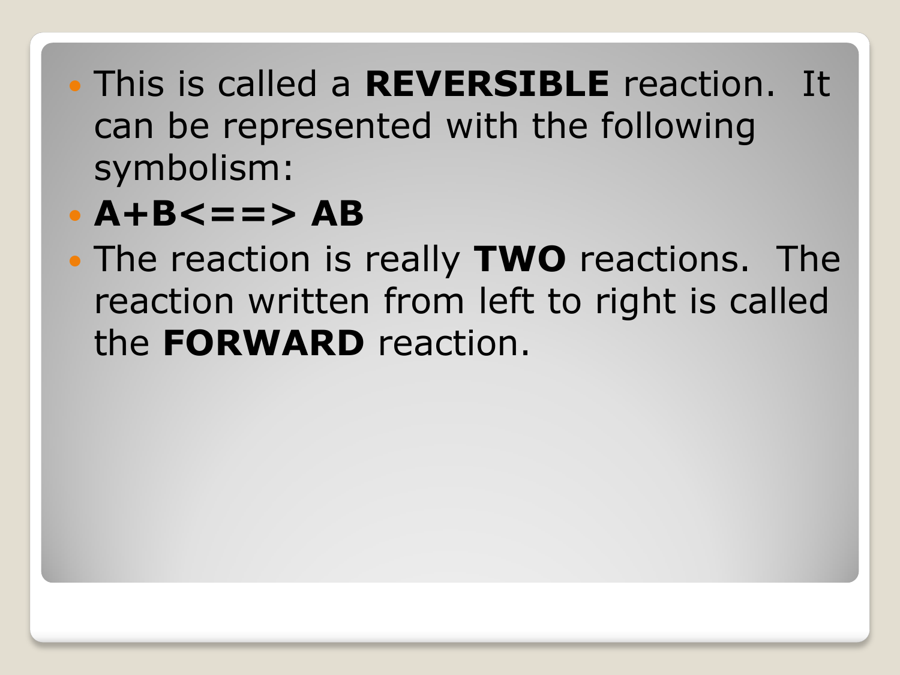- This is called a **REVERSIBLE** reaction. It can be represented with the following symbolism:
- **A+B<==> AB**
- The reaction is really **TWO** reactions. The reaction written from left to right is called the **FORWARD** reaction.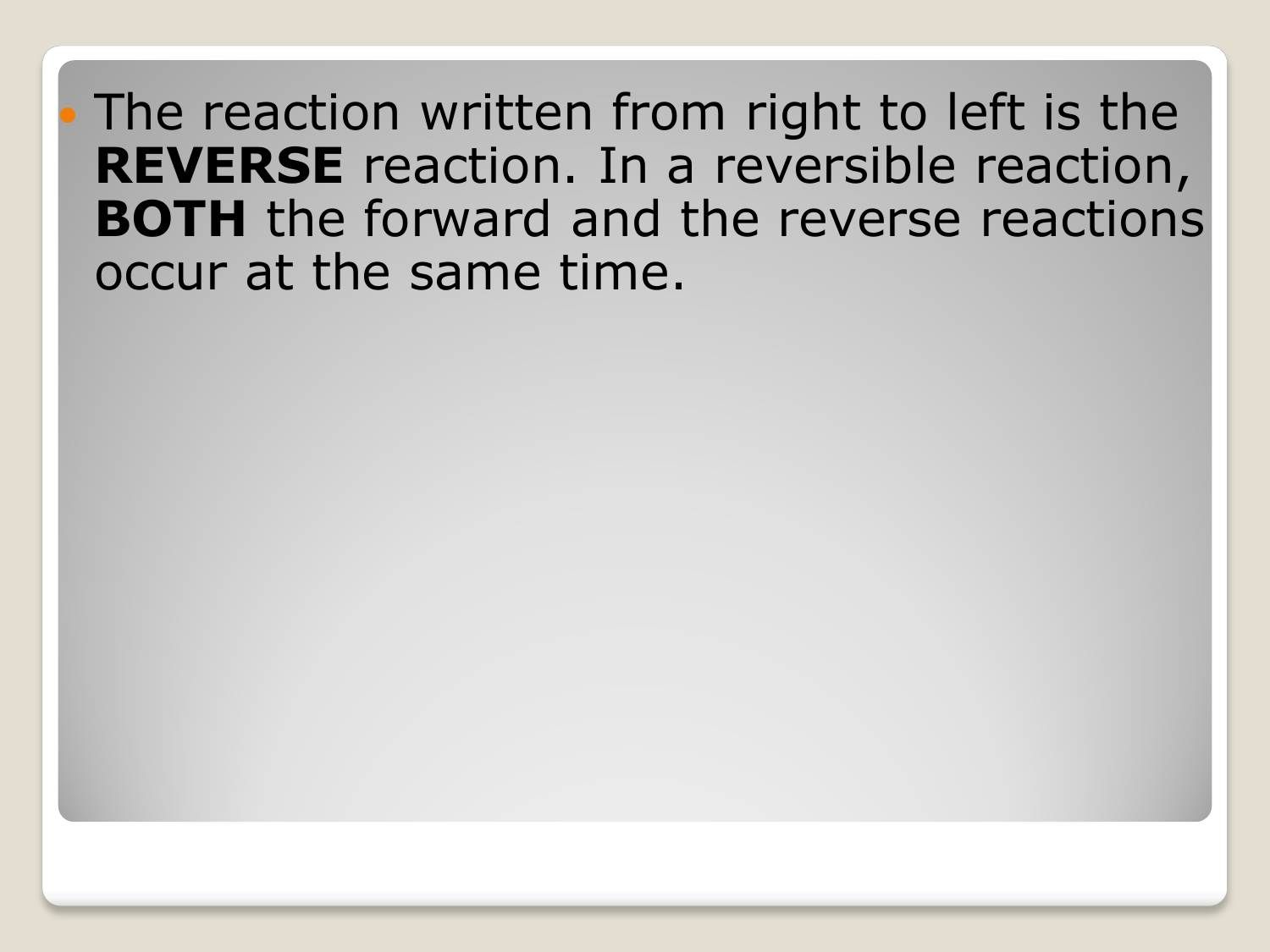- The reaction written from right to left is the **REVERSE** reaction. In a reversible reaction, **BOTH** the forward and the reverse reactions occur at the same time.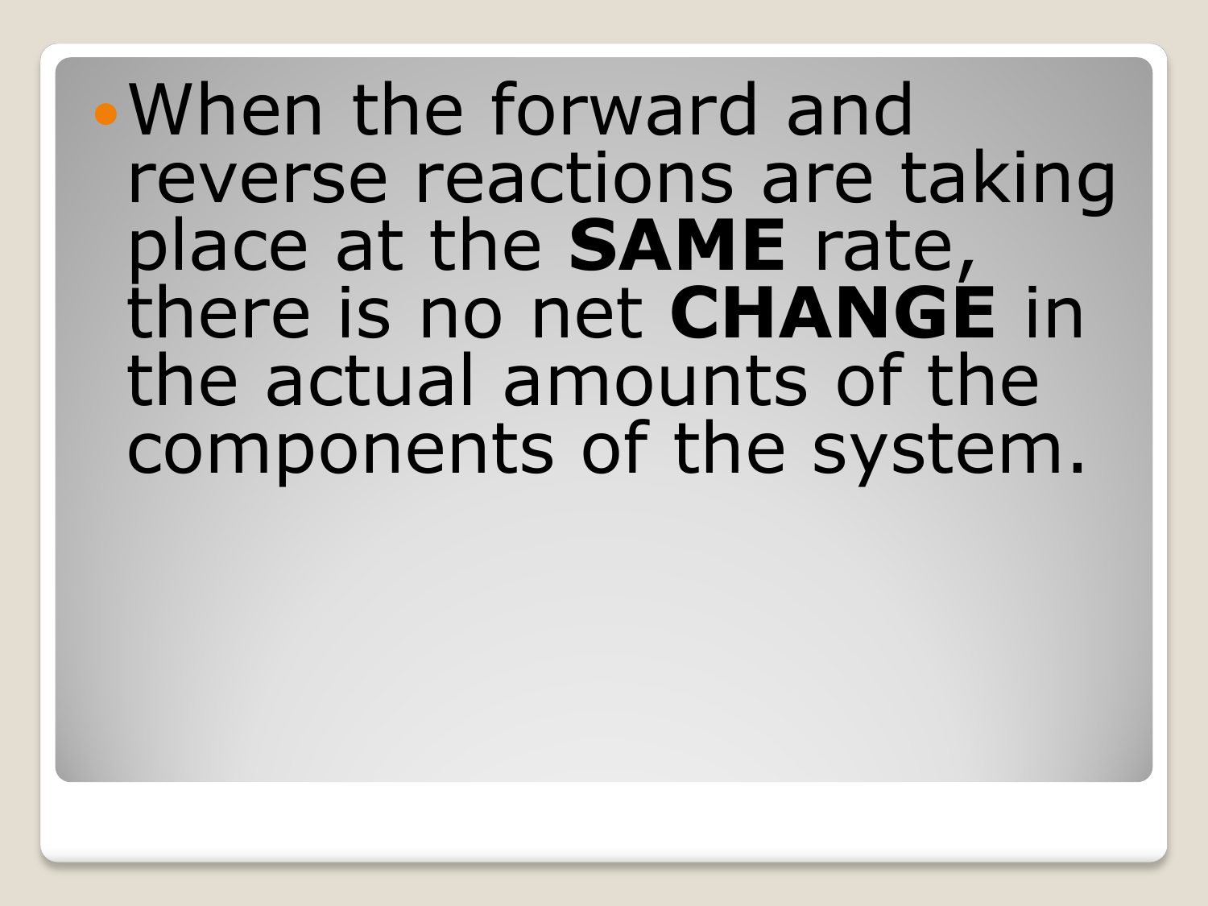- When the forward and reverse reactions are taking place at the **SAME** rate, there is no net **CHANGE** in the actual amounts of the components of the system.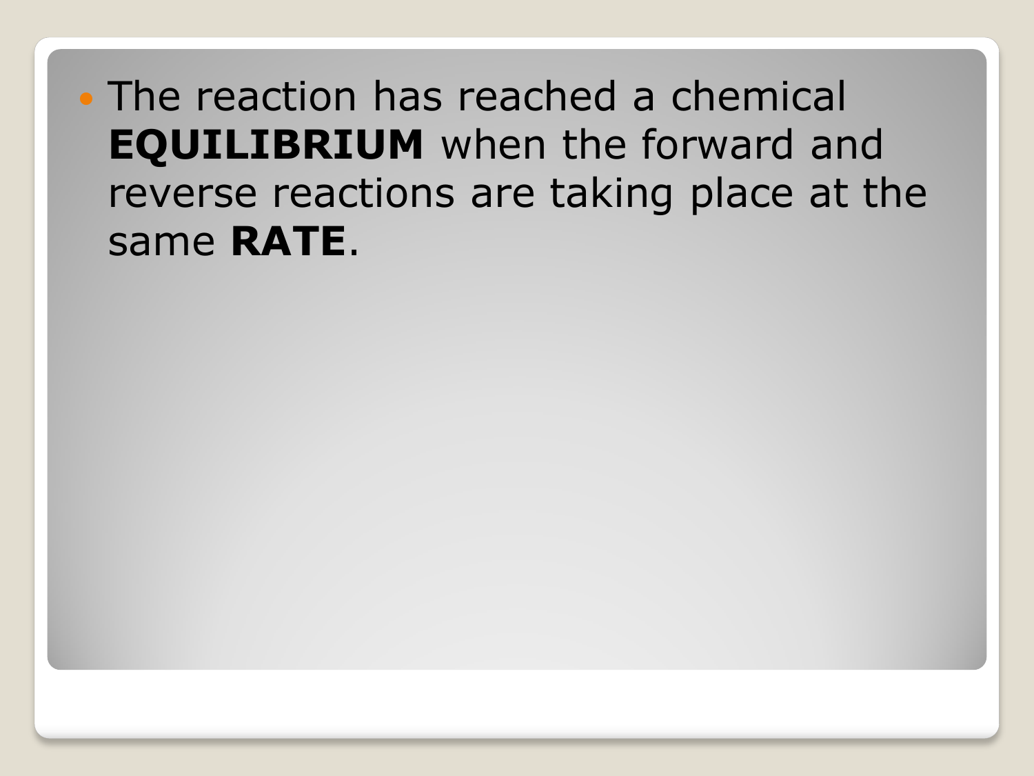- The reaction has reached a chemical **EQUILIBRIUM** when the forward and reverse reactions are taking place at the same **RATE**.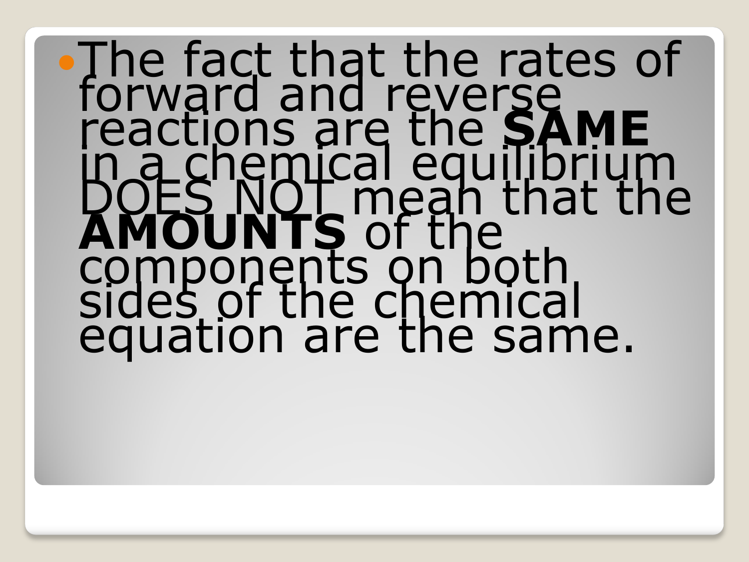- The fact that the rates of forward and reverse reactions are the **SAME** in a chemical equilibrium DOES NOT mean that the **AMOUNTS** of the components on both sides of the chemical equation are the same.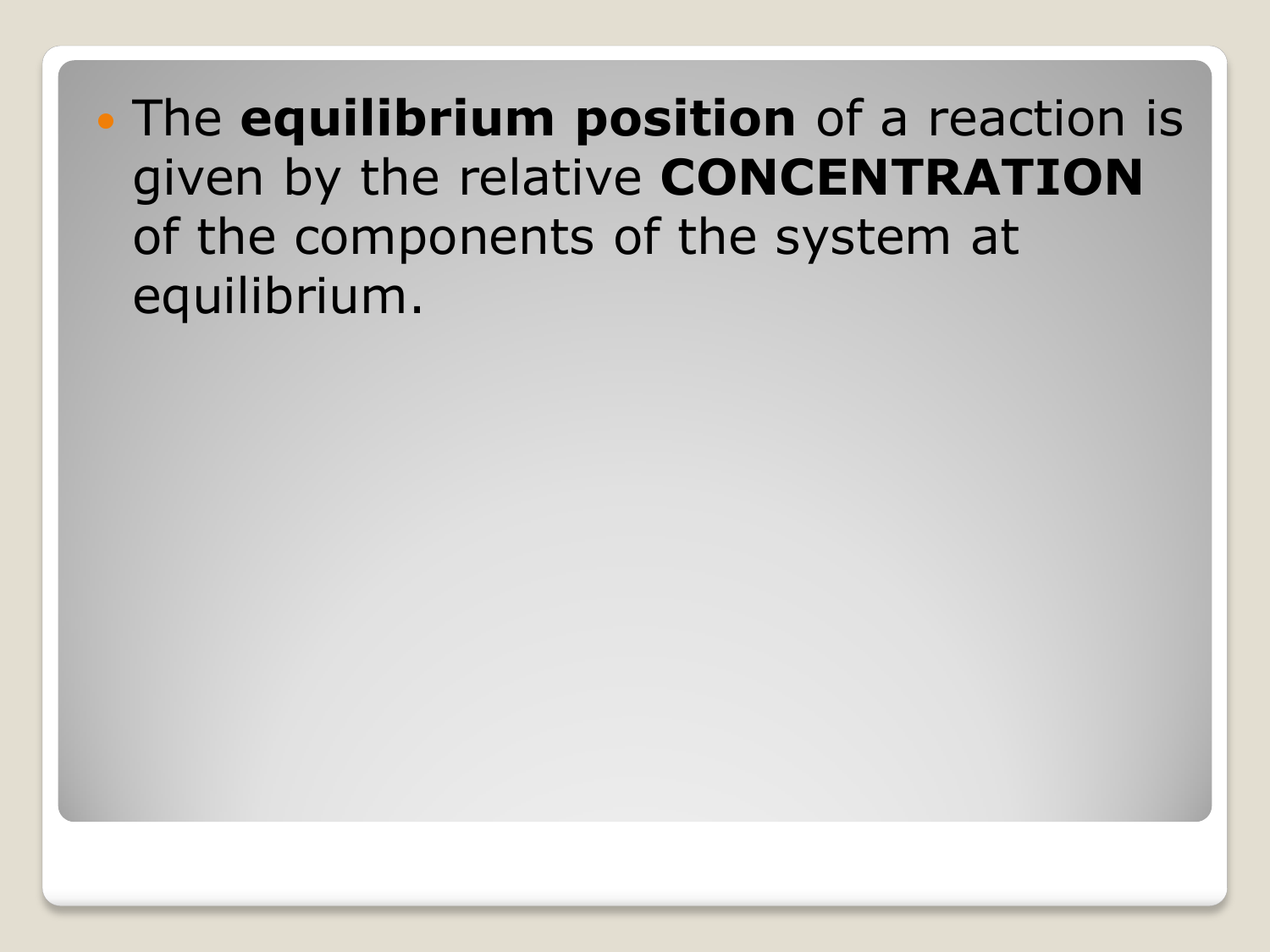- The **equilibrium position** of a reaction is given by the relative **CONCENTRATION** of the components of the system at equilibrium.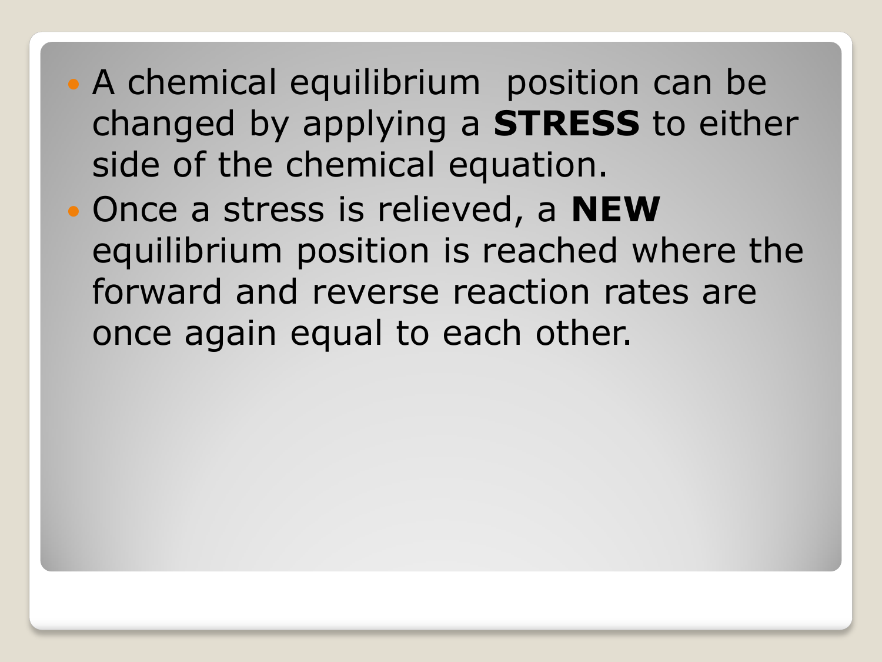- A chemical equilibrium  position can be changed by applying a **STRESS** to either side of the chemical equation.
- Once a stress is relieved, a **NEW** equilibrium position is reached where the forward and reverse reaction rates are once again equal to each other.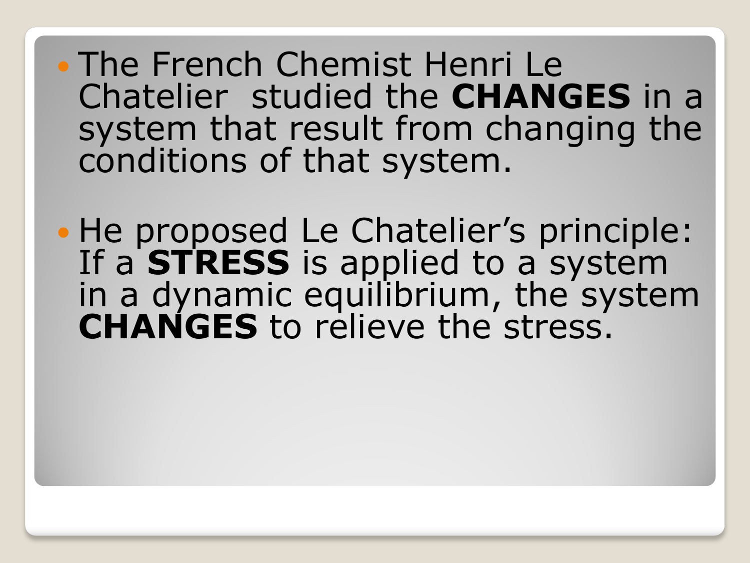- The French Chemist Henri Le Chatelier studied the **CHANGES** in a system that result from changing the conditions of that system.

- He proposed Le Chatelier’s principle: If a **STRESS** is applied to a system in a dynamic equilibrium, the system **CHANGES** to relieve the stress.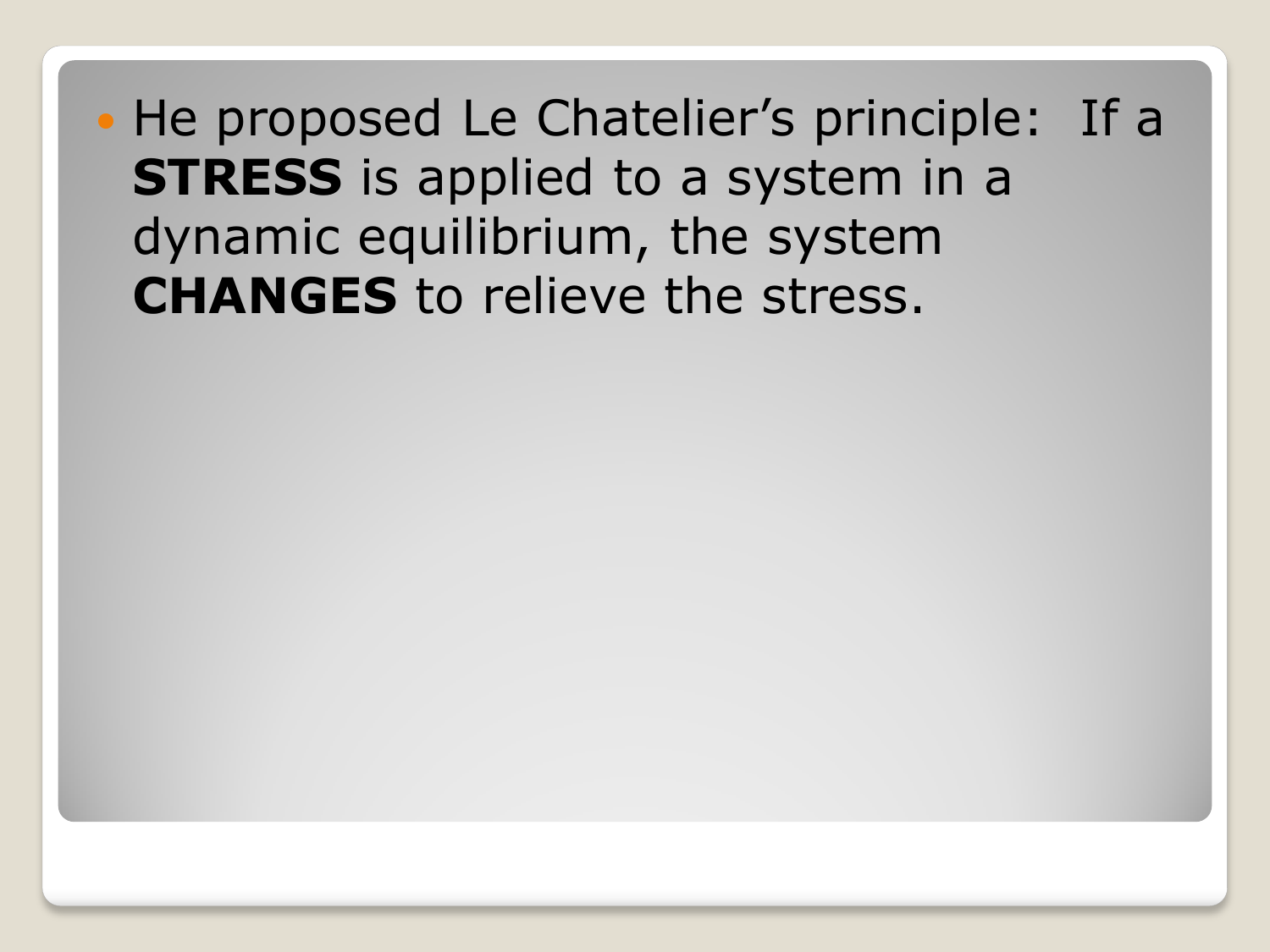- He proposed Le Chatelier’s principle:  If a **STRESS** is applied to a system in a dynamic equilibrium, the system **CHANGES** to relieve the stress.